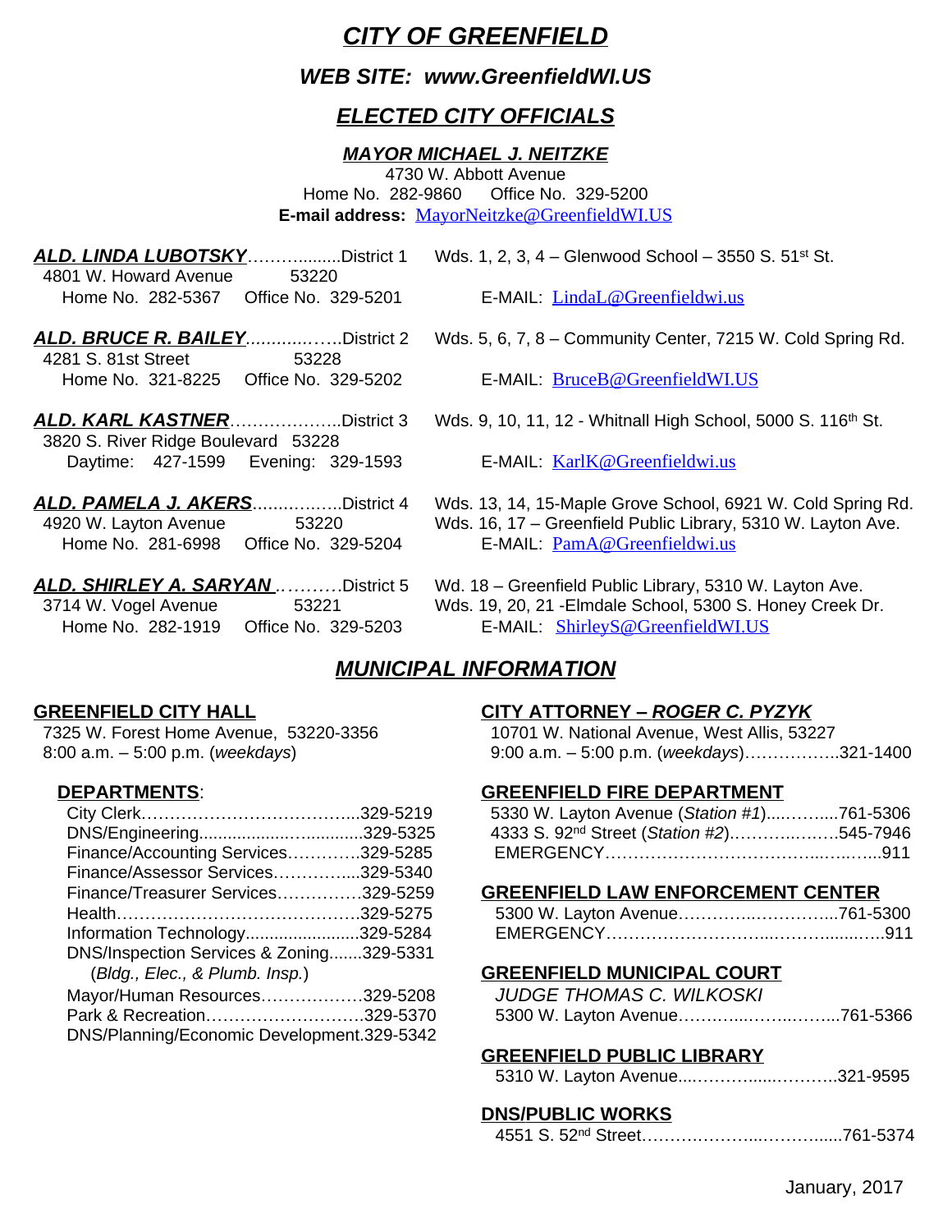# *CITY OF GREENFIELD*

## *WEB SITE: www.GreenfieldWI.US*

## *ELECTED CITY OFFICIALS*

### *MAYOR MICHAEL J. NEITZKE*

4730 W. Abbott Avenue
Home No. 282-9860  Office No. 329-5200
**E-mail address:** MayorNeitzke@GreenfieldWI.US

***ALD. LINDA LUBOTSKY***……….......District 1
4801 W. Howard Avenue  53220
Home No. 282-5367  Office No. 329-5201

Wds. 1, 2, 3, 4 – Glenwood School – 3550 S. 51st St.
E-MAIL: LindaL@Greenfieldwi.us

***ALD. BRUCE R. BAILEY***............……District 2
4281 S. 81st Street  53228
Home No. 321-8225  Office No. 329-5202

Wds. 5, 6, 7, 8 – Community Center, 7215 W. Cold Spring Rd.
E-MAIL: BruceB@GreenfieldWI.US

***ALD. KARL KASTNER***………………..District 3
3820 S. River Ridge Boulevard  53228
Daytime: 427-1599  Evening: 329-1593

Wds. 9, 10, 11, 12 - Whitnall High School, 5000 S. 116th St.
E-MAIL: KarlK@Greenfieldwi.us

***ALD. PAMELA J. AKERS***.................District 4
4920 W. Layton Avenue  53220
Home No. 281-6998  Office No. 329-5204

Wds. 13, 14, 15-Maple Grove School, 6921 W. Cold Spring Rd.
Wds. 16, 17 – Greenfield Public Library, 5310 W. Layton Ave.
E-MAIL: PamA@Greenfieldwi.us

***ALD. SHIRLEY A. SARYAN*** .……….District 5
3714 W. Vogel Avenue  53221
Home No. 282-1919  Office No. 329-5203

Wd. 18 – Greenfield Public Library, 5310 W. Layton Ave.
Wds. 19, 20, 21 -Elmdale School, 5300 S. Honey Creek Dr.
E-MAIL: ShirleyS@GreenfieldWI.US

## *MUNICIPAL INFORMATION*

**GREENFIELD CITY HALL**
7325 W. Forest Home Avenue, 53220-3356
8:00 a.m. – 5:00 p.m. (*weekdays*)

**DEPARTMENTS**:

- City Clerk………………………………...329-5219
- DNS/Engineering..................….............329-5325
- Finance/Accounting Services…………329-5285
- Finance/Assessor Services…………....329-5340
- Finance/Treasurer Services……………329-5259
- Health…………………………………….329-5275
- Information Technology........................329-5284
- DNS/Inspection Services & Zoning.......329-5331 (*Bldg., Elec., & Plumb. Insp.*)
- Mayor/Human Resources………………329-5208
- Park & Recreation……………………….329-5370
- DNS/Planning/Economic Development.329-5342

**CITY ATTORNEY – *ROGER C. PYZYK***
10701 W. National Avenue, West Allis, 53227
9:00 a.m. – 5:00 p.m. (*weekdays*)……………..321-1400

**GREENFIELD FIRE DEPARTMENT**
5330 W. Layton Avenue (*Station #1*)....……....761-5306
4333 S. 92nd Street (*Station #2*)..…………..……545-7946
EMERGENCY…………………………………...…….....911

**GREENFIELD LAW ENFORCEMENT CENTER**
5300 W. Layton Avenue………….……………...761-5300
EMERGENCY………………………...……….......…..911

**GREENFIELD MUNICIPAL COURT**
*JUDGE THOMAS C. WILKOSKI*
5300 W. Layton Avenue………...……..……...761-5366

**GREENFIELD PUBLIC LIBRARY**
5310 W. Layton Avenue....…………......……….321-9595

**DNS/PUBLIC WORKS**
4551 S. 52nd Street…………………...……….....761-5374

January, 2017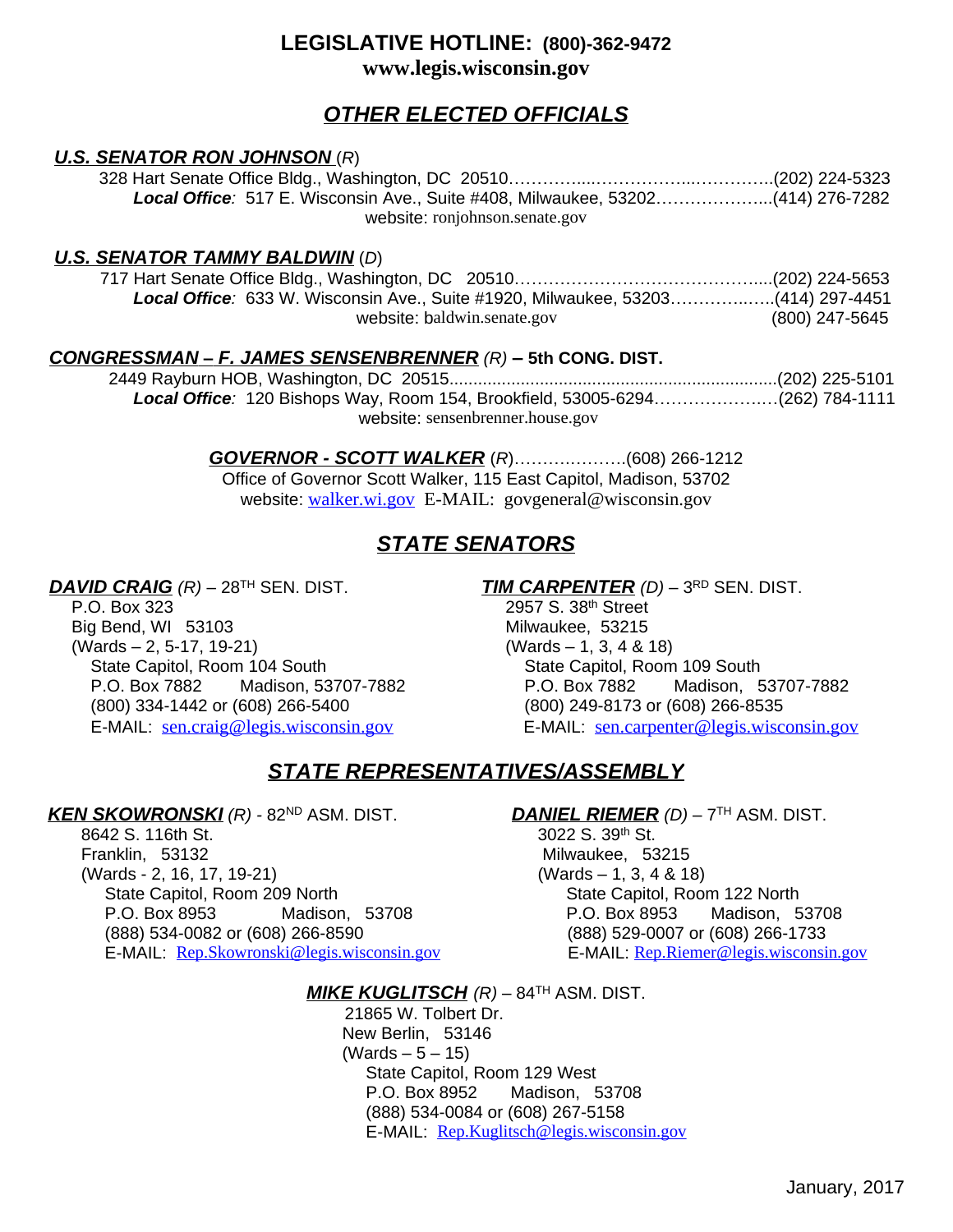# LEGISLATIVE HOTLINE: (800)-362-9472
**www.legis.wisconsin.gov**

## *OTHER ELECTED OFFICIALS*

***U.S. SENATOR RON JOHNSON*** (*R*)

328 Hart Senate Office Bldg., Washington, DC 20510……………..……………..…………..(202) 224-5323

***Local Office**:* 517 E. Wisconsin Ave., Suite #408, Milwaukee, 53202………………...(414) 276-7282

website: ronjohnson.senate.gov

***U.S. SENATOR TAMMY BALDWIN*** (*D*)

717 Hart Senate Office Bldg., Washington, DC 20510…………………………………….....(202) 224-5653

***Local Office**:* 633 W. Wisconsin Ave., Suite #1920, Milwaukee, 53203……………..…..(414) 297-4451

website: baldwin.senate.gov (800) 247-5645

***CONGRESSMAN – F. JAMES SENSENBRENNER*** *(R)* **– 5th CONG. DIST.**

2449 Rayburn HOB, Washington, DC 20515....................................................................(202) 225-5101

***Local Office**:* 120 Bishops Way, Room 154, Brookfield, 53005-6294……………….…(262) 784-1111

website: sensenbrenner.house.gov

***GOVERNOR - SCOTT WALKER*** (*R*)………….………(608) 266-1212

Office of Governor Scott Walker, 115 East Capitol, Madison, 53702

website: walker.wi.gov E-MAIL: govgeneral@wisconsin.gov

## *STATE SENATORS*

***DAVID CRAIG*** *(R)* – 28TH SEN. DIST.

P.O. Box 323
Big Bend, WI 53103
(Wards – 2, 5-17, 19-21)
State Capitol, Room 104 South
P.O. Box 7882 Madison, 53707-7882
(800) 334-1442 or (608) 266-5400
E-MAIL: sen.craig@legis.wisconsin.gov

***TIM CARPENTER*** *(D)* – 3RD SEN. DIST.

2957 S. 38th Street
Milwaukee, 53215
(Wards – 1, 3, 4 & 18)
State Capitol, Room 109 South
P.O. Box 7882 Madison, 53707-7882
(800) 249-8173 or (608) 266-8535
E-MAIL: sen.carpenter@legis.wisconsin.gov

## *STATE REPRESENTATIVES/ASSEMBLY*

***KEN SKOWRONSKI*** *(R)* - 82ND ASM. DIST.

8642 S. 116th St.
Franklin, 53132
(Wards - 2, 16, 17, 19-21)
State Capitol, Room 209 North
P.O. Box 8953 Madison, 53708
(888) 534-0082 or (608) 266-8590
E-MAIL: Rep.Skowronski@legis.wisconsin.gov

***DANIEL RIEMER*** *(D)* – 7TH ASM. DIST.

3022 S. 39th St.
Milwaukee, 53215
(Wards – 1, 3, 4 & 18)
State Capitol, Room 122 North
P.O. Box 8953 Madison, 53708
(888) 529-0007 or (608) 266-1733
E-MAIL: Rep.Riemer@legis.wisconsin.gov

***MIKE KUGLITSCH*** *(R)* – 84TH ASM. DIST.

21865 W. Tolbert Dr.
New Berlin, 53146
(Wards – 5 – 15)
State Capitol, Room 129 West
P.O. Box 8952 Madison, 53708
(888) 534-0084 or (608) 267-5158
E-MAIL: Rep.Kuglitsch@legis.wisconsin.gov

January, 2017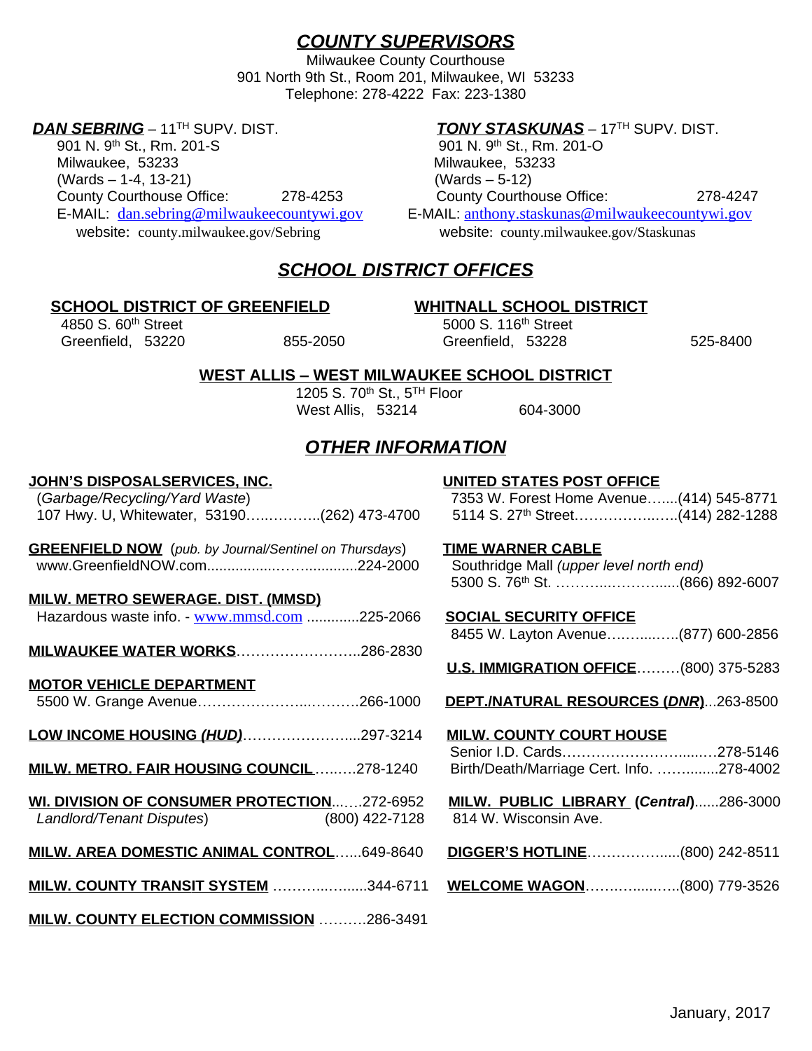# *COUNTY SUPERVISORS*

Milwaukee County Courthouse
901 North 9th St., Room 201, Milwaukee, WI 53233
Telephone: 278-4222 Fax: 223-1380

***DAN SEBRING*** – 11TH SUPV. DIST.
901 N. 9th St., Rm. 201-S
Milwaukee, 53233
(Wards – 1-4, 13-21)
County Courthouse Office: 278-4253
E-MAIL: dan.sebring@milwaukeecountywi.gov
website: county.milwaukee.gov/Sebring

***TONY STASKUNAS*** – 17TH SUPV. DIST.
901 N. 9th St., Rm. 201-O
Milwaukee, 53233
(Wards – 5-12)
County Courthouse Office: 278-4247
E-MAIL: anthony.staskunas@milwaukeecountywi.gov
website: county.milwaukee.gov/Staskunas

# *SCHOOL DISTRICT OFFICES*

**SCHOOL DISTRICT OF GREENFIELD**
4850 S. 60th Street
Greenfield, 53220 855-2050

**WHITNALL SCHOOL DISTRICT**
5000 S. 116th Street
Greenfield, 53228 525-8400

**WEST ALLIS – WEST MILWAUKEE SCHOOL DISTRICT**
1205 S. 70th St., 5TH Floor
West Allis, 53214 604-3000

# *OTHER INFORMATION*

**JOHN'S DISPOSALSERVICES, INC.**
(*Garbage/Recycling/Yard Waste*)
107 Hwy. U, Whitewater, 53190…..………..(262) 473-4700

**GREENFIELD NOW** (*pub. by Journal/Sentinel on Thursdays*)
www.GreenfieldNOW.com.................……............224-2000

**MILW. METRO SEWERAGE. DIST. (MMSD)**
Hazardous waste info. - www.mmsd.com .............225-2066

**MILWAUKEE WATER WORKS**……………………..286-2830

**MOTOR VEHICLE DEPARTMENT**
5500 W. Grange Avenue………………...……….266-1000

**LOW INCOME HOUSING *(HUD)***…………………....297-3214

**MILW. METRO. FAIR HOUSING COUNCIL**….…..278-1240

**WI. DIVISION OF CONSUMER PROTECTION**...….272-6952
*Landlord/Tenant Disputes*) (800) 422-7128

**MILW. AREA DOMESTIC ANIMAL CONTROL**…...649-8640

**MILW. COUNTY TRANSIT SYSTEM** ………..….....344-6711

**MILW. COUNTY ELECTION COMMISSION** ……….286-3491

**UNITED STATES POST OFFICE**
7353 W. Forest Home Avenue…....(414) 545-8771
5114 S. 27th Street……………..…..(414) 282-1288

**TIME WARNER CABLE**
Southridge Mall *(upper level north end)*
5300 S. 76th St. ………..………......(866) 892-6007

**SOCIAL SECURITY OFFICE**
8455 W. Layton Avenue….…..…..(877) 600-2856

**U.S. IMMIGRATION OFFICE**………(800) 375-5283

**DEPT./NATURAL RESOURCES (*DNR*)**...263-8500

**MILW. COUNTY COURT HOUSE**
Senior I.D. Cards……………………...…278-5146
Birth/Death/Marriage Cert. Info. ……........278-4002

**MILW. PUBLIC LIBRARY (*Central*)**......286-3000
814 W. Wisconsin Ave.

**DIGGER'S HOTLINE**……………....(800) 242-8511

**WELCOME WAGON**…….….....…..(800) 779-3526

January, 2017